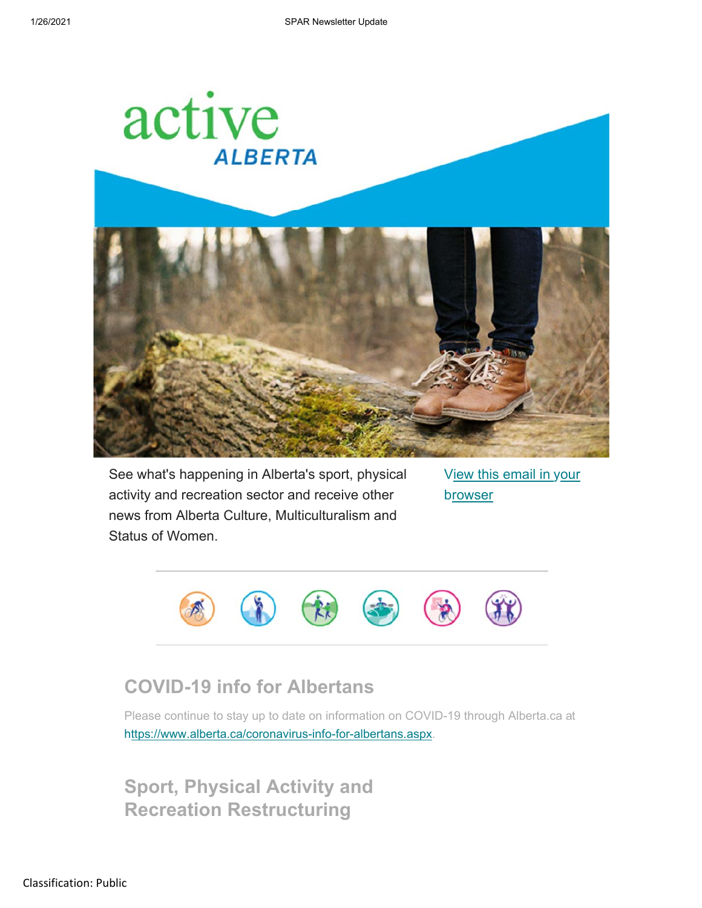See what's happening in Alberta's sport, physical activity and recreation sector and receive other news from Alberta Culture, Multiculturalism and Status of Women.

View this email in your browser

## COVID-19 info for Albertans

Please continue to stay up to date on information on COVID-19 through Alberta.ca at https://www.alberta.ca/coronavirus-info-for-albertans.aspx.

## Sport, Physical Activity and Recreation Restructuring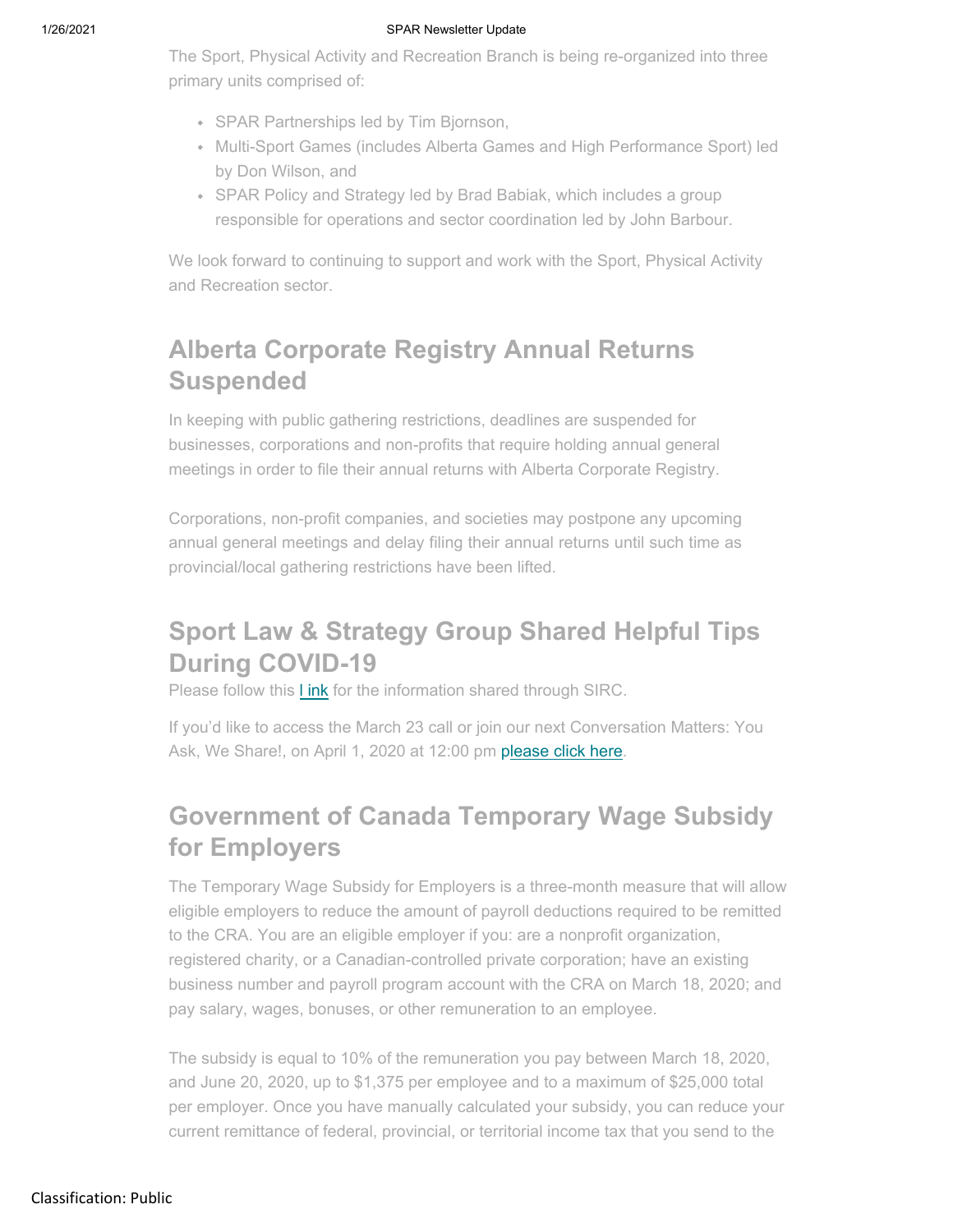The Sport, Physical Activity and Recreation Branch is being re-organized into three primary units comprised of:

- SPAR Partnerships led by Tim Bjornson,
- Multi-Sport Games (includes Alberta Games and High Performance Sport) led by Don Wilson, and
- SPAR Policy and Strategy led by Brad Babiak, which includes a group responsible for operations and sector coordination led by John Barbour.

We look forward to continuing to support and work with the Sport, Physical Activity and Recreation sector.

## Alberta Corporate Registry Annual Returns Suspended

In keeping with public gathering restrictions, deadlines are suspended for businesses, corporations and non-profits that require holding annual general meetings in order to file their annual returns with Alberta Corporate Registry.

Corporations, non-profit companies, and societies may postpone any upcoming annual general meetings and delay filing their annual returns until such time as provincial/local gathering restrictions have been lifted.

## Sport Law & Strategy Group Shared Helpful Tips During COVID-19

Please follow this l ink for the information shared through SIRC.

If you'd like to access the March 23 call or join our next Conversation Matters: You Ask, We Share!, on April 1, 2020 at 12:00 pm please click here.

## Government of Canada Temporary Wage Subsidy for Employers

The Temporary Wage Subsidy for Employers is a three-month measure that will allow eligible employers to reduce the amount of payroll deductions required to be remitted to the CRA. You are an eligible employer if you: are a nonprofit organization, registered charity, or a Canadian-controlled private corporation; have an existing business number and payroll program account with the CRA on March 18, 2020; and pay salary, wages, bonuses, or other remuneration to an employee.

The subsidy is equal to 10% of the remuneration you pay between March 18, 2020, and June 20, 2020, up to $1,375 per employee and to a maximum of $25,000 total per employer. Once you have manually calculated your subsidy, you can reduce your current remittance of federal, provincial, or territorial income tax that you send to the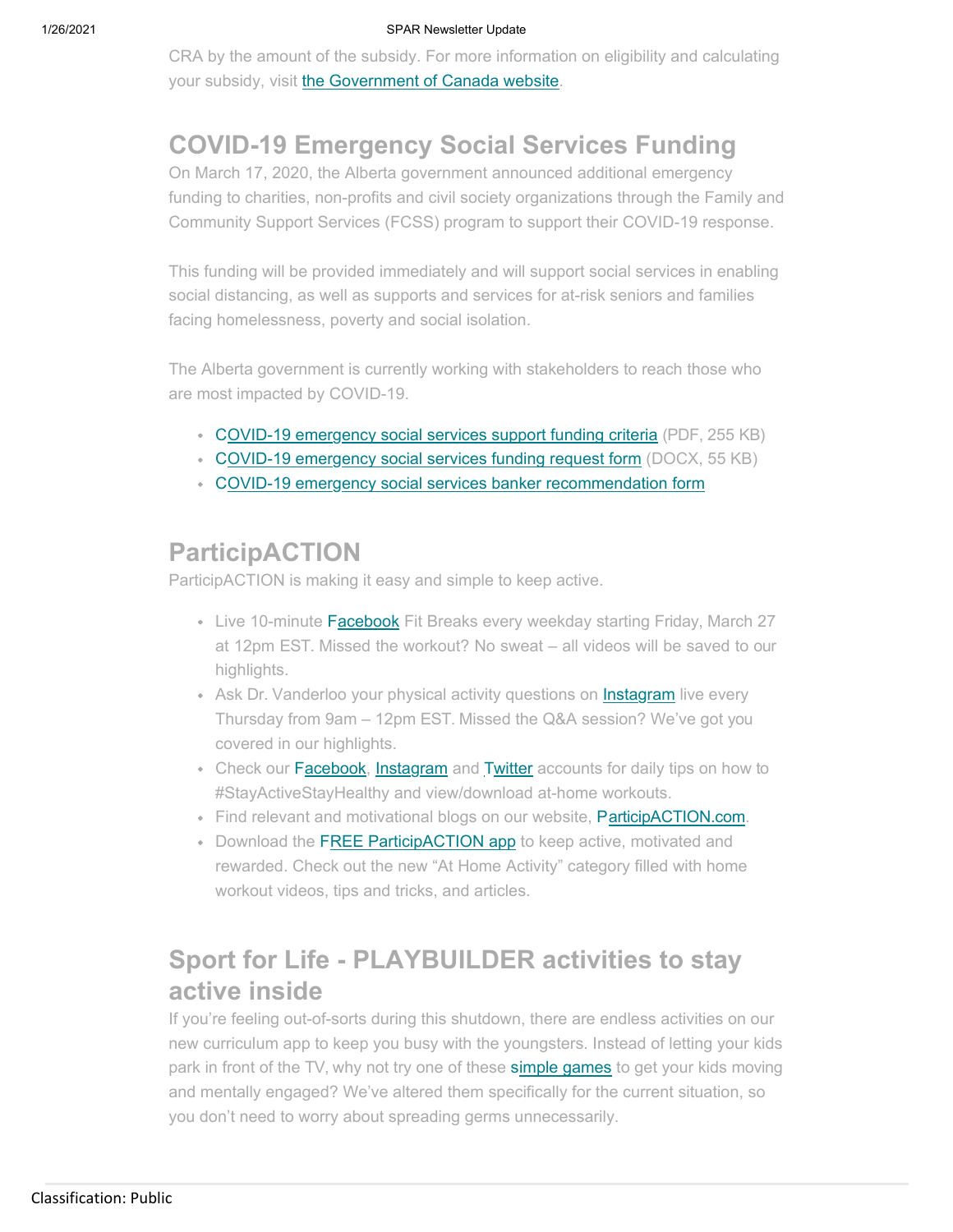CRA by the amount of the subsidy. For more information on eligibility and calculating your subsidy, visit the Government of Canada website.

## COVID-19 Emergency Social Services Funding

On March 17, 2020, the Alberta government announced additional emergency funding to charities, non-profits and civil society organizations through the Family and Community Support Services (FCSS) program to support their COVID-19 response.

This funding will be provided immediately and will support social services in enabling social distancing, as well as supports and services for at-risk seniors and families facing homelessness, poverty and social isolation.

The Alberta government is currently working with stakeholders to reach those who are most impacted by COVID-19.

- COVID-19 emergency social services support funding criteria (PDF, 255 KB)
- COVID-19 emergency social services funding request form (DOCX, 55 KB)
- COVID-19 emergency social services banker recommendation form

## ParticipACTION

ParticipACTION is making it easy and simple to keep active.

- Live 10-minute Facebook Fit Breaks every weekday starting Friday, March 27 at 12pm EST. Missed the workout? No sweat – all videos will be saved to our highlights.
- Ask Dr. Vanderloo your physical activity questions on Instagram live every Thursday from 9am – 12pm EST. Missed the Q&A session? We've got you covered in our highlights.
- Check our Facebook, Instagram and Twitter accounts for daily tips on how to #StayActiveStayHealthy and view/download at-home workouts.
- Find relevant and motivational blogs on our website, ParticipACTION.com.
- Download the FREE ParticipACTION app to keep active, motivated and rewarded. Check out the new "At Home Activity" category filled with home workout videos, tips and tricks, and articles.

## Sport for Life - PLAYBUILDER activities to stay active inside

If you're feeling out-of-sorts during this shutdown, there are endless activities on our new curriculum app to keep you busy with the youngsters. Instead of letting your kids park in front of the TV, why not try one of these simple games to get your kids moving and mentally engaged? We've altered them specifically for the current situation, so you don't need to worry about spreading germs unnecessarily.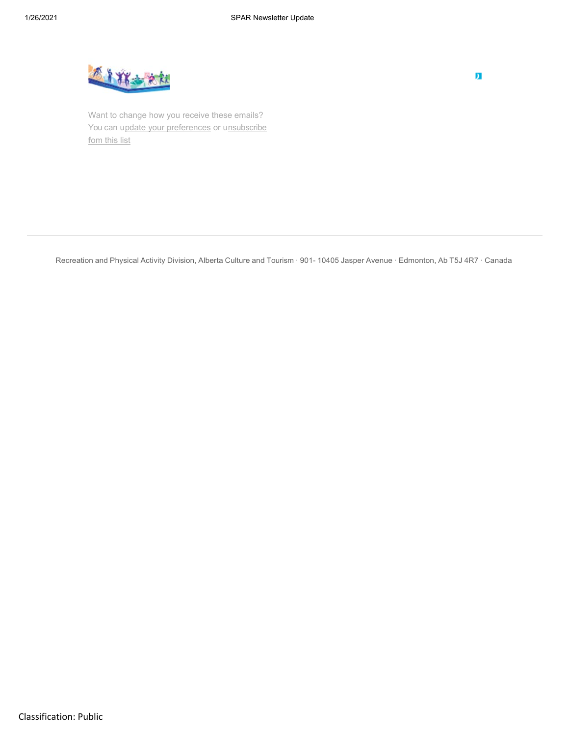Want to change how you receive these emails?
You can update your preferences or unsubscribe fom this list

---

Recreation and Physical Activity Division, Alberta Culture and Tourism · 901- 10405 Jasper Avenue · Edmonton, Ab T5J 4R7 · Canada

Classification: Public